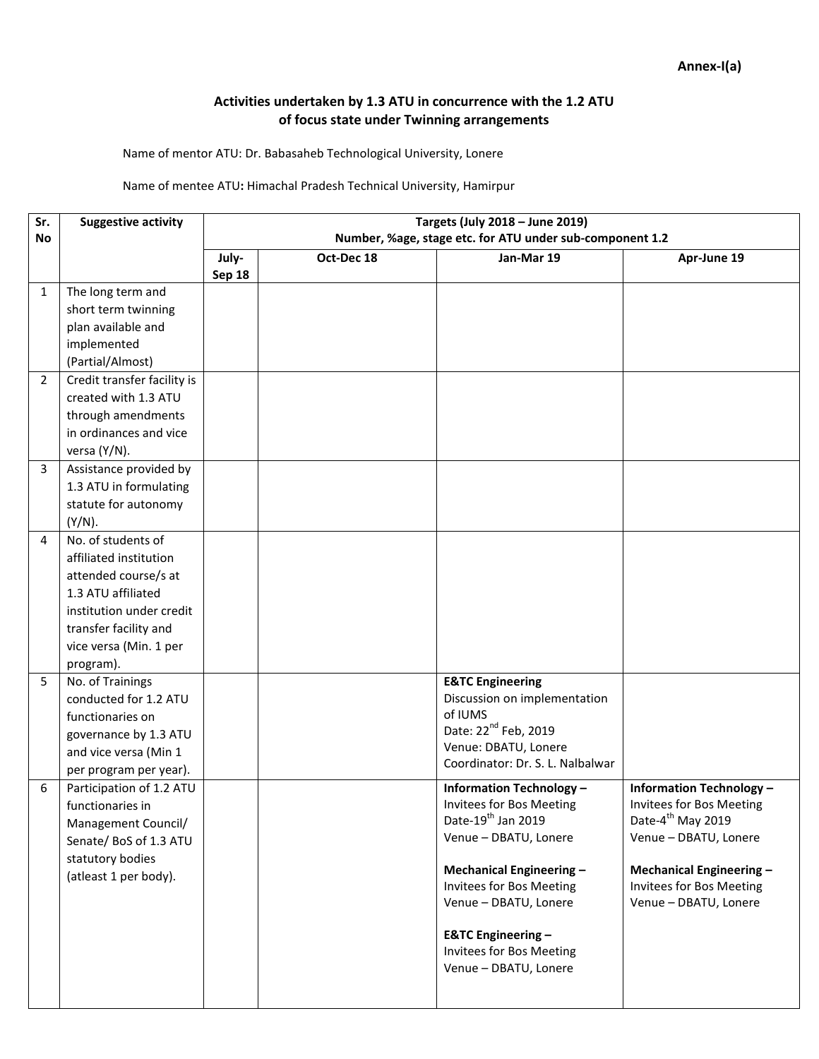**Annex-I(a)**

**Activities undertaken by 1.3 ATU in concurrence with the 1.2 ATU of focus state under Twinning arrangements**

Name of mentor ATU: Dr. Babasaheb Technological University, Lonere

Name of mentee ATU**:** Himachal Pradesh Technical University, Hamirpur

| Sr. No | Suggestive activity | Targets (July 2018 – June 2019) Number, %age, stage etc. for ATU under sub-component 1.2 | | | |
|---|---|---|---|---|---|
| | | July-Sep 18 | Oct-Dec 18 | Jan-Mar 19 | Apr-June 19 |
| 1 | The long term and short term twinning plan available and implemented (Partial/Almost) | | | | |
| 2 | Credit transfer facility is created with 1.3 ATU through amendments in ordinances and vice versa (Y/N). | | | | |
| 3 | Assistance provided by 1.3 ATU in formulating statute for autonomy (Y/N). | | | | |
| 4 | No. of students of affiliated institution attended course/s at 1.3 ATU affiliated institution under credit transfer facility and vice versa (Min. 1 per program). | | | | |
| 5 | No. of Trainings conducted for 1.2 ATU functionaries on governance by 1.3 ATU and vice versa (Min 1 per program per year). | | | **E&TC Engineering**<br>Discussion on implementation of IUMS<br>Date: 22nd Feb, 2019<br>Venue: DBATU, Lonere<br>Coordinator: Dr. S. L. Nalbalwar | |
| 6 | Participation of 1.2 ATU functionaries in Management Council/ Senate/ BoS of 1.3 ATU statutory bodies (atleast 1 per body). | | | **Information Technology –**<br>Invitees for Bos Meeting<br>Date-19th Jan 2019<br>Venue – DBATU, Lonere<br><br>**Mechanical Engineering –**<br>Invitees for Bos Meeting<br>Venue – DBATU, Lonere<br><br>**E&TC Engineering –**<br>Invitees for Bos Meeting<br>Venue – DBATU, Lonere | **Information Technology –**<br>Invitees for Bos Meeting<br>Date-4th May 2019<br>Venue – DBATU, Lonere<br><br>**Mechanical Engineering –**<br>Invitees for Bos Meeting<br>Venue – DBATU, Lonere |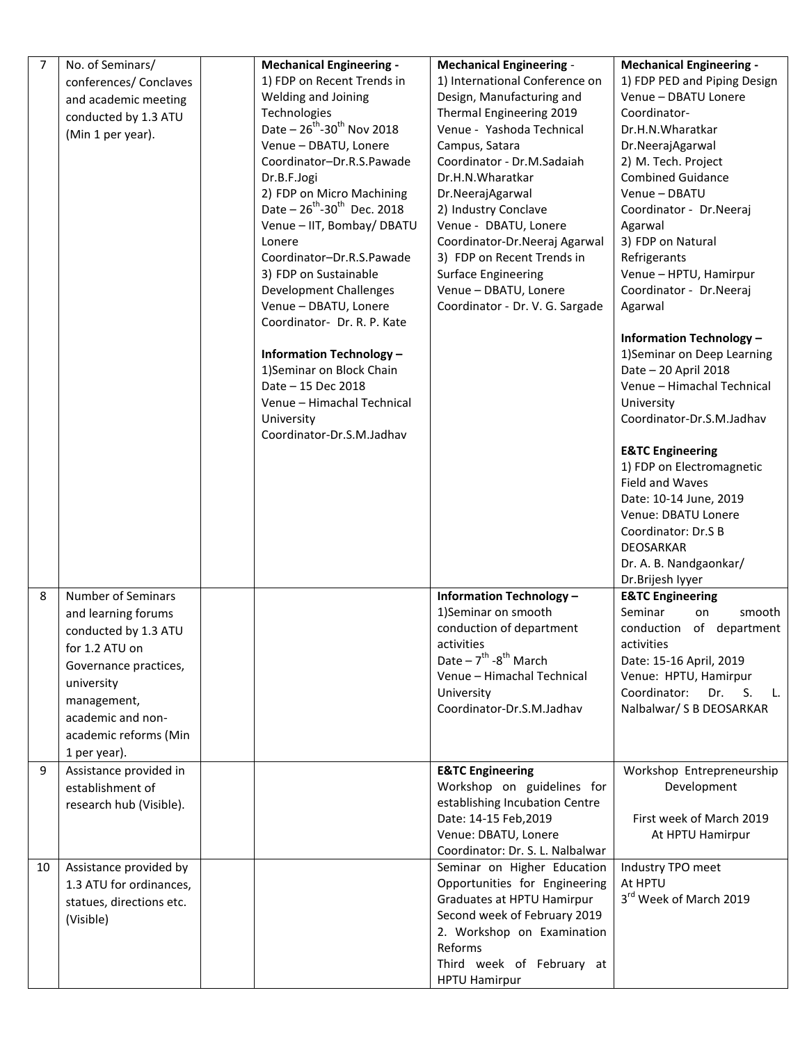| 7 | No. of Seminars/ conferences/ Conclaves and academic meeting conducted by 1.3 ATU (Min 1 per year). | | **Mechanical Engineering -**<br>1) FDP on Recent Trends in Welding and Joining Technologies<br>Date – 26th-30th Nov 2018<br>Venue – DBATU, Lonere<br>Coordinator–Dr.R.S.Pawade<br>Dr.B.F.Jogi<br>2) FDP on Micro Machining<br>Date – 26th-30th Dec. 2018<br>Venue – IIT, Bombay/ DBATU Lonere<br>Coordinator–Dr.R.S.Pawade<br>3) FDP on Sustainable Development Challenges<br>Venue – DBATU, Lonere<br>Coordinator- Dr. R. P. Kate<br><br>**Information Technology –**<br>1)Seminar on Block Chain<br>Date – 15 Dec 2018<br>Venue – Himachal Technical University<br>Coordinator-Dr.S.M.Jadhav | **Mechanical Engineering** -<br>1) International Conference on Design, Manufacturing and Thermal Engineering 2019<br>Venue - Yashoda Technical Campus, Satara<br>Coordinator - Dr.M.Sadaiah<br>Dr.H.N.Wharatkar<br>Dr.NeerajAgarwal<br>2) Industry Conclave<br>Venue - DBATU, Lonere<br>Coordinator-Dr.Neeraj Agarwal<br>3) FDP on Recent Trends in Surface Engineering<br>Venue – DBATU, Lonere<br>Coordinator - Dr. V. G. Sargade | **Mechanical Engineering -**<br>1) FDP PED and Piping Design<br>Venue – DBATU Lonere<br>Coordinator-<br>Dr.H.N.Wharatkar<br>Dr.NeerajAgarwal<br>2) M. Tech. Project Combined Guidance<br>Venue – DBATU<br>Coordinator - Dr.Neeraj Agarwal<br>3) FDP on Natural Refrigerants<br>Venue – HPTU, Hamirpur<br>Coordinator - Dr.Neeraj Agarwal<br><br>**Information Technology –**<br>1)Seminar on Deep Learning<br>Date – 20 April 2018<br>Venue – Himachal Technical University<br>Coordinator-Dr.S.M.Jadhav<br><br>**E&TC Engineering**<br>1) FDP on Electromagnetic Field and Waves<br>Date: 10-14 June, 2019<br>Venue: DBATU Lonere<br>Coordinator: Dr.S B DEOSARKAR<br>Dr. A. B. Nandgaonkar/ Dr.Brijesh Iyyer |
|---|---|---|---|---|---|
| 8 | Number of Seminars and learning forums conducted by 1.3 ATU for 1.2 ATU on Governance practices, university management, academic and non-academic reforms (Min 1 per year). | | | **Information Technology –**<br>1)Seminar on smooth conduction of department activities<br>Date – 7th -8th March<br>Venue – Himachal Technical University<br>Coordinator-Dr.S.M.Jadhav | **E&TC Engineering**<br>Seminar on smooth conduction of department activities<br>Date: 15-16 April, 2019<br>Venue: HPTU, Hamirpur<br>Coordinator: Dr. S. L. Nalbalwar/ S B DEOSARKAR |
| 9 | Assistance provided in establishment of research hub (Visible). | | | **E&TC Engineering**<br>Workshop on guidelines for establishing Incubation Centre<br>Date: 14-15 Feb,2019<br>Venue: DBATU, Lonere<br>Coordinator: Dr. S. L. Nalbalwar | Workshop Entrepreneurship Development<br><br>First week of March 2019<br>At HPTU Hamirpur |
| 10 | Assistance provided by 1.3 ATU for ordinances, statues, directions etc. (Visible) | | | Seminar on Higher Education Opportunities for Engineering Graduates at HPTU Hamirpur<br>Second week of February 2019<br>2. Workshop on Examination Reforms<br>Third week of February at HPTU Hamirpur | Industry TPO meet<br>At HPTU<br>3rd Week of March 2019 |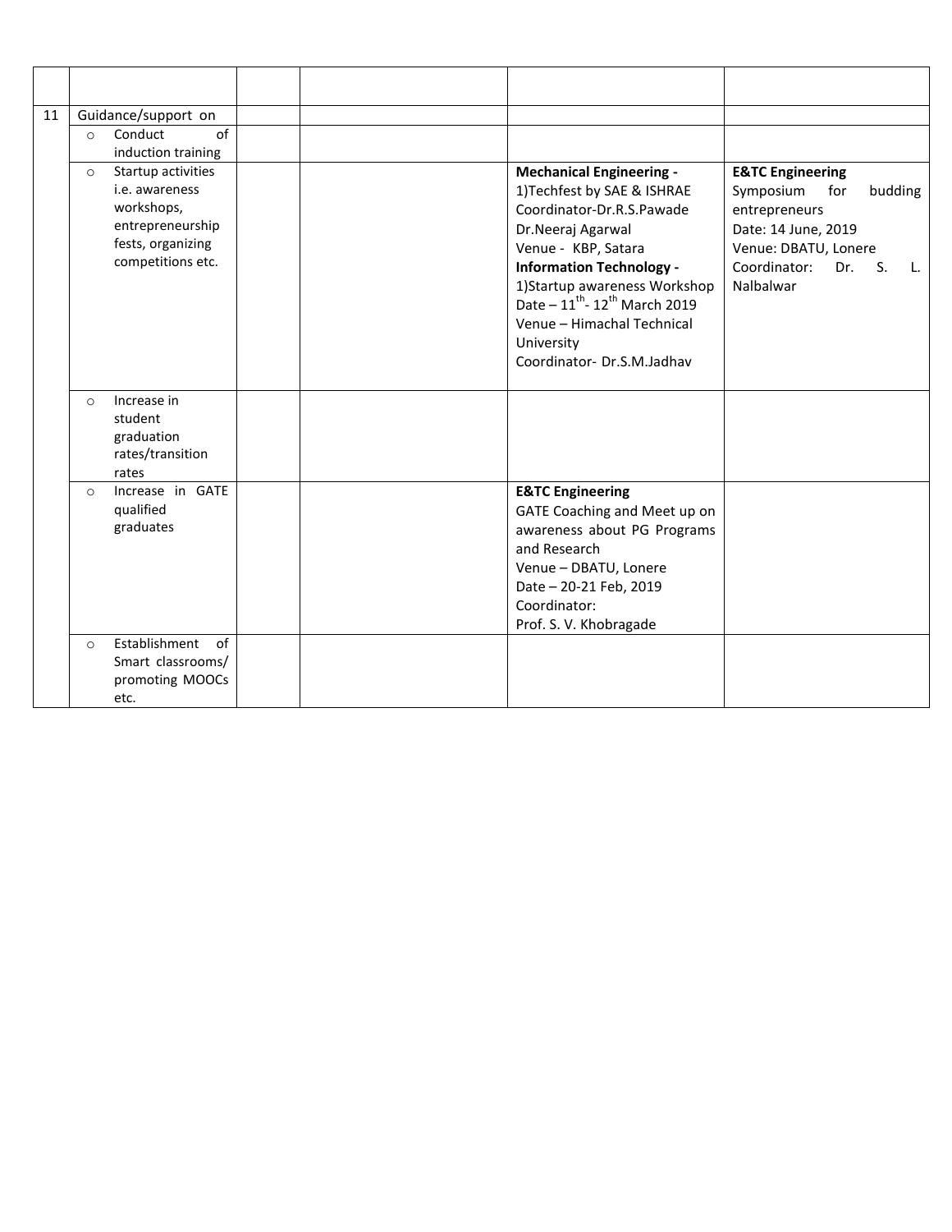| | | | | | |
|---|---|---|---|---|---|
| | | | | | |
| 11 | Guidance/support on | | | | |
| | ○ Conduct of induction training | | | | |
| | ○ Startup activities i.e. awareness workshops, entrepreneurship fests, organizing competitions etc. | | | **Mechanical Engineering -** 1)Techfest by SAE & ISHRAE Coordinator-Dr.R.S.Pawade Dr.Neeraj Agarwal Venue - KBP, Satara **Information Technology -** 1)Startup awareness Workshop Date – 11th- 12th March 2019 Venue – Himachal Technical University Coordinator- Dr.S.M.Jadhav | **E&TC Engineering** Symposium for budding entrepreneurs Date: 14 June, 2019 Venue: DBATU, Lonere Coordinator: Dr. S. L. Nalbalwar |
| | ○ Increase in student graduation rates/transition rates | | | | |
| | ○ Increase in GATE qualified graduates | | | **E&TC Engineering** GATE Coaching and Meet up on awareness about PG Programs and Research Venue – DBATU, Lonere Date – 20-21 Feb, 2019 Coordinator: Prof. S. V. Khobragade | |
| | ○ Establishment of Smart classrooms/ promoting MOOCs etc. | | | | |